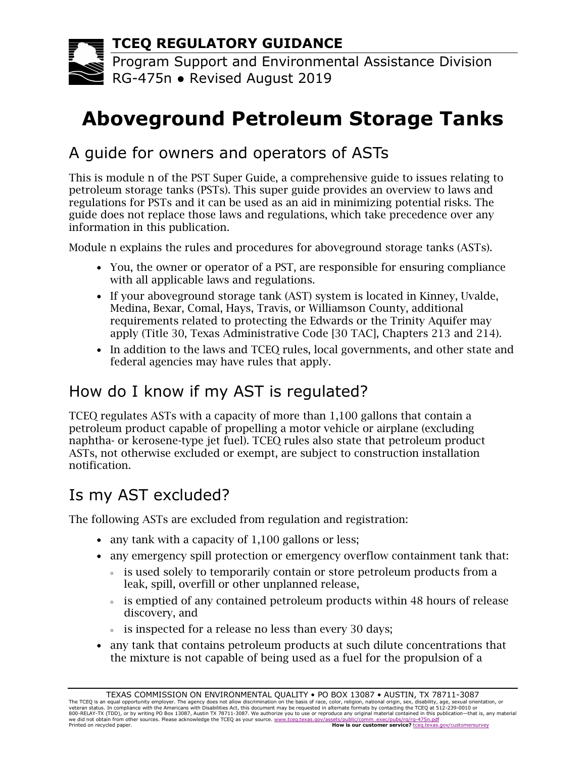**TCEQ REGULATORY GUIDANCE**

Program Support and Environmental Assistance Division
RG-475n • Revised August 2019

# Aboveground Petroleum Storage Tanks

## A guide for owners and operators of ASTs

This is module n of the PST Super Guide, a comprehensive guide to issues relating to petroleum storage tanks (PSTs). This super guide provides an overview to laws and regulations for PSTs and it can be used as an aid in minimizing potential risks. The guide does not replace those laws and regulations, which take precedence over any information in this publication.

Module n explains the rules and procedures for aboveground storage tanks (ASTs).

- You, the owner or operator of a PST, are responsible for ensuring compliance with all applicable laws and regulations.
- If your aboveground storage tank (AST) system is located in Kinney, Uvalde, Medina, Bexar, Comal, Hays, Travis, or Williamson County, additional requirements related to protecting the Edwards or the Trinity Aquifer may apply (Title 30, Texas Administrative Code [30 TAC], Chapters 213 and 214).
- In addition to the laws and TCEQ rules, local governments, and other state and federal agencies may have rules that apply.

## How do I know if my AST is regulated?

TCEQ regulates ASTs with a capacity of more than 1,100 gallons that contain a petroleum product capable of propelling a motor vehicle or airplane (excluding naphtha- or kerosene-type jet fuel). TCEQ rules also state that petroleum product ASTs, not otherwise excluded or exempt, are subject to construction installation notification.

## Is my AST excluded?

The following ASTs are excluded from regulation and registration:

- any tank with a capacity of 1,100 gallons or less;
- any emergency spill protection or emergency overflow containment tank that:
  - is used solely to temporarily contain or store petroleum products from a leak, spill, overfill or other unplanned release,
  - is emptied of any contained petroleum products within 48 hours of release discovery, and
  - is inspected for a release no less than every 30 days;
- any tank that contains petroleum products at such dilute concentrations that the mixture is not capable of being used as a fuel for the propulsion of a

TEXAS COMMISSION ON ENVIRONMENTAL QUALITY • PO BOX 13087 • AUSTIN, TX 78711-3087
The TCEQ is an equal opportunity employer. The agency does not allow discrimination on the basis of race, color, religion, national origin, sex, disability, age, sexual orientation, or veteran status. In compliance with the Americans with Disabilities Act, this document may be requested in alternate formats by contacting the TCEQ at 512-239-0010 or 800-RELAY-TX (TDD), or by writing PO Box 13087, Austin TX 78711-3087. We authorize you to use or reproduce any original material contained in this publication—that is, any material we did not obtain from other sources. Please acknowledge the TCEQ as your source. www.tceq.texas.gov/assets/public/comm_exec/pubs/rg/rg-475n.pdf
Printed on recycled paper. **How is our customer service?** tceq.texas.gov/customersurvey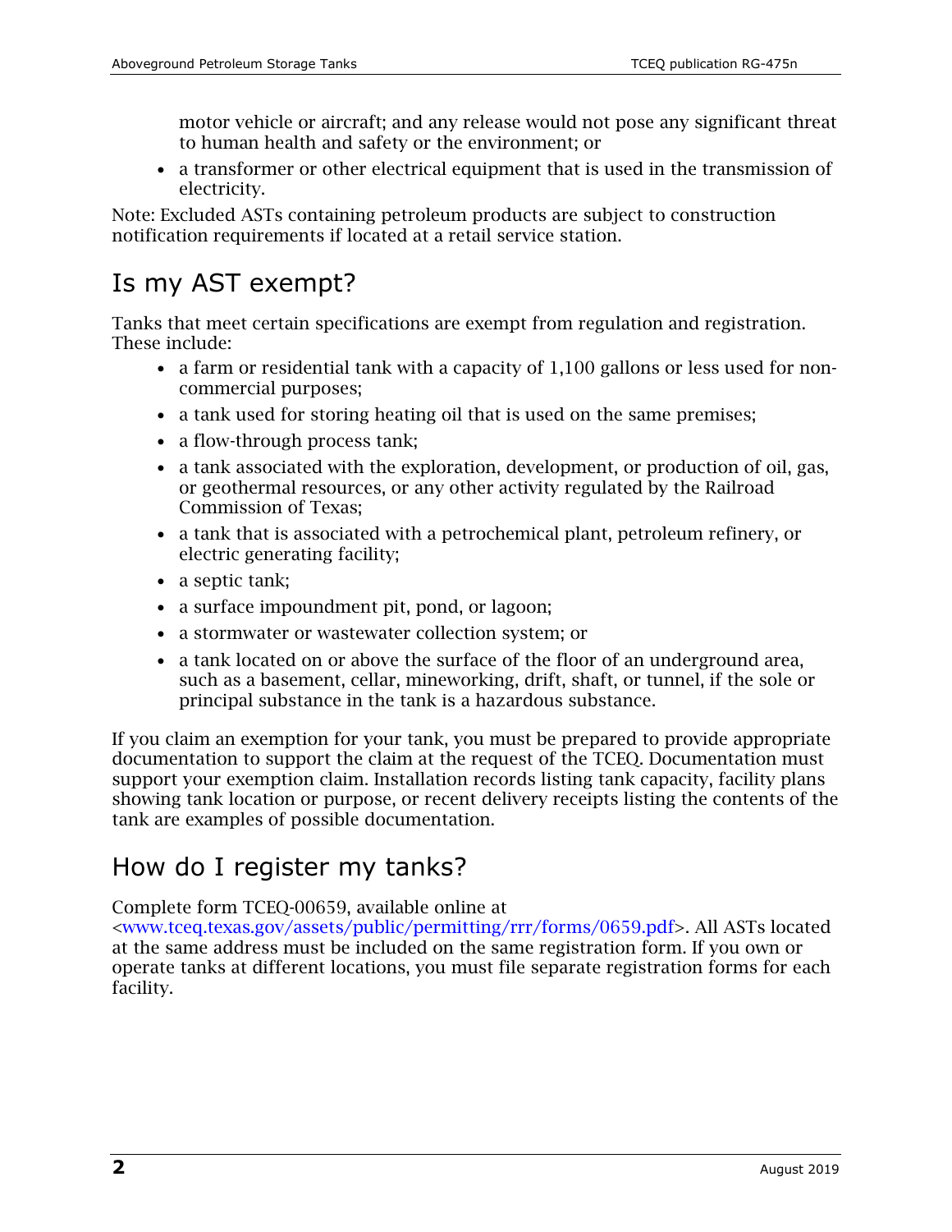motor vehicle or aircraft; and any release would not pose any significant threat to human health and safety or the environment; or

- a transformer or other electrical equipment that is used in the transmission of electricity.

Note: Excluded ASTs containing petroleum products are subject to construction notification requirements if located at a retail service station.

## Is my AST exempt?

Tanks that meet certain specifications are exempt from regulation and registration. These include:

- a farm or residential tank with a capacity of 1,100 gallons or less used for non-commercial purposes;
- a tank used for storing heating oil that is used on the same premises;
- a flow-through process tank;
- a tank associated with the exploration, development, or production of oil, gas, or geothermal resources, or any other activity regulated by the Railroad Commission of Texas;
- a tank that is associated with a petrochemical plant, petroleum refinery, or electric generating facility;
- a septic tank;
- a surface impoundment pit, pond, or lagoon;
- a stormwater or wastewater collection system; or
- a tank located on or above the surface of the floor of an underground area, such as a basement, cellar, mineworking, drift, shaft, or tunnel, if the sole or principal substance in the tank is a hazardous substance.

If you claim an exemption for your tank, you must be prepared to provide appropriate documentation to support the claim at the request of the TCEQ. Documentation must support your exemption claim. Installation records listing tank capacity, facility plans showing tank location or purpose, or recent delivery receipts listing the contents of the tank are examples of possible documentation.

## How do I register my tanks?

Complete form TCEQ-00659, available online at <www.tceq.texas.gov/assets/public/permitting/rrr/forms/0659.pdf>. All ASTs located at the same address must be included on the same registration form. If you own or operate tanks at different locations, you must file separate registration forms for each facility.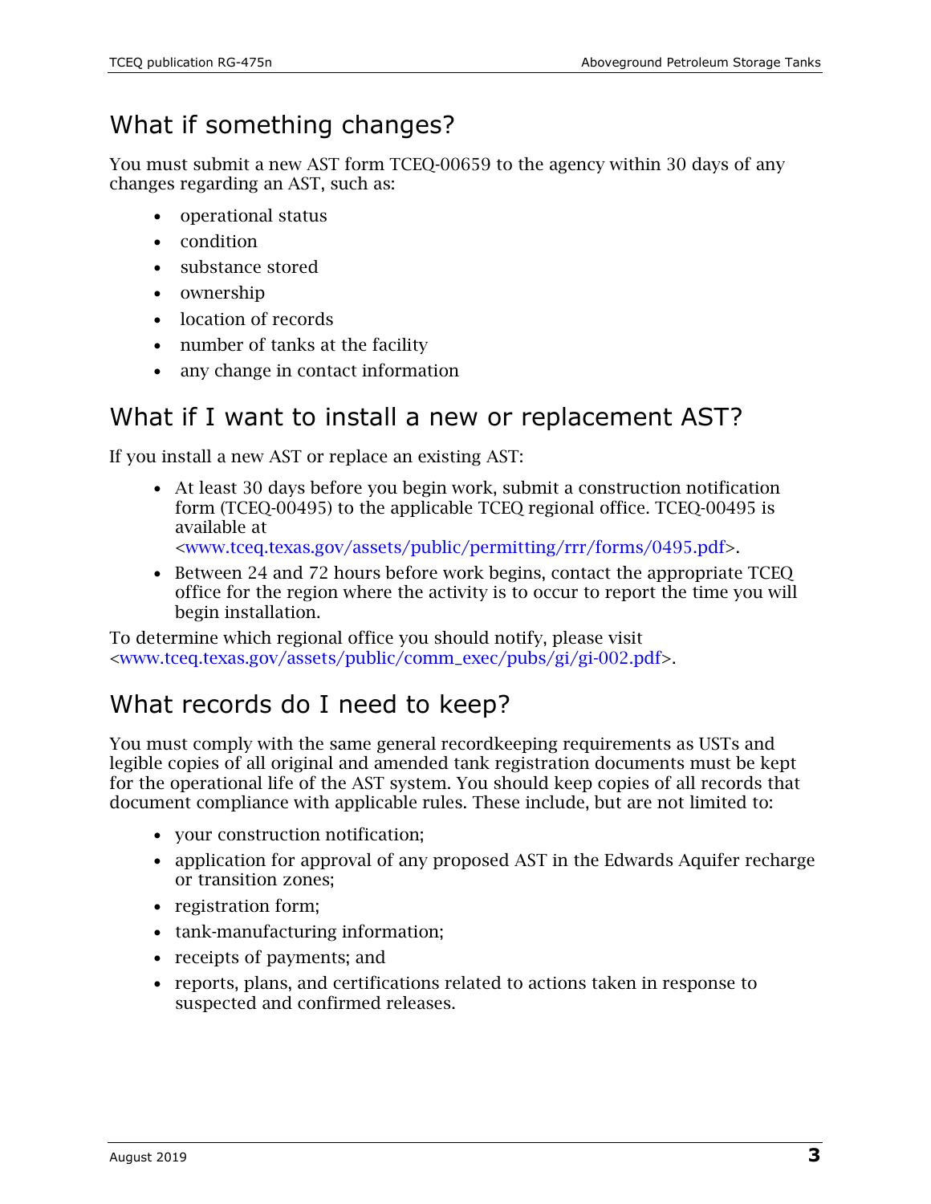## What if something changes?

You must submit a new AST form TCEQ-00659 to the agency within 30 days of any changes regarding an AST, such as:

- operational status
- condition
- substance stored
- ownership
- location of records
- number of tanks at the facility
- any change in contact information

## What if I want to install a new or replacement AST?

If you install a new AST or replace an existing AST:

- At least 30 days before you begin work, submit a construction notification form (TCEQ-00495) to the applicable TCEQ regional office. TCEQ-00495 is available at <www.tceq.texas.gov/assets/public/permitting/rrr/forms/0495.pdf>.
- Between 24 and 72 hours before work begins, contact the appropriate TCEQ office for the region where the activity is to occur to report the time you will begin installation.

To determine which regional office you should notify, please visit <www.tceq.texas.gov/assets/public/comm_exec/pubs/gi/gi-002.pdf>.

## What records do I need to keep?

You must comply with the same general recordkeeping requirements as USTs and legible copies of all original and amended tank registration documents must be kept for the operational life of the AST system. You should keep copies of all records that document compliance with applicable rules. These include, but are not limited to:

- your construction notification;
- application for approval of any proposed AST in the Edwards Aquifer recharge or transition zones;
- registration form;
- tank-manufacturing information;
- receipts of payments; and
- reports, plans, and certifications related to actions taken in response to suspected and confirmed releases.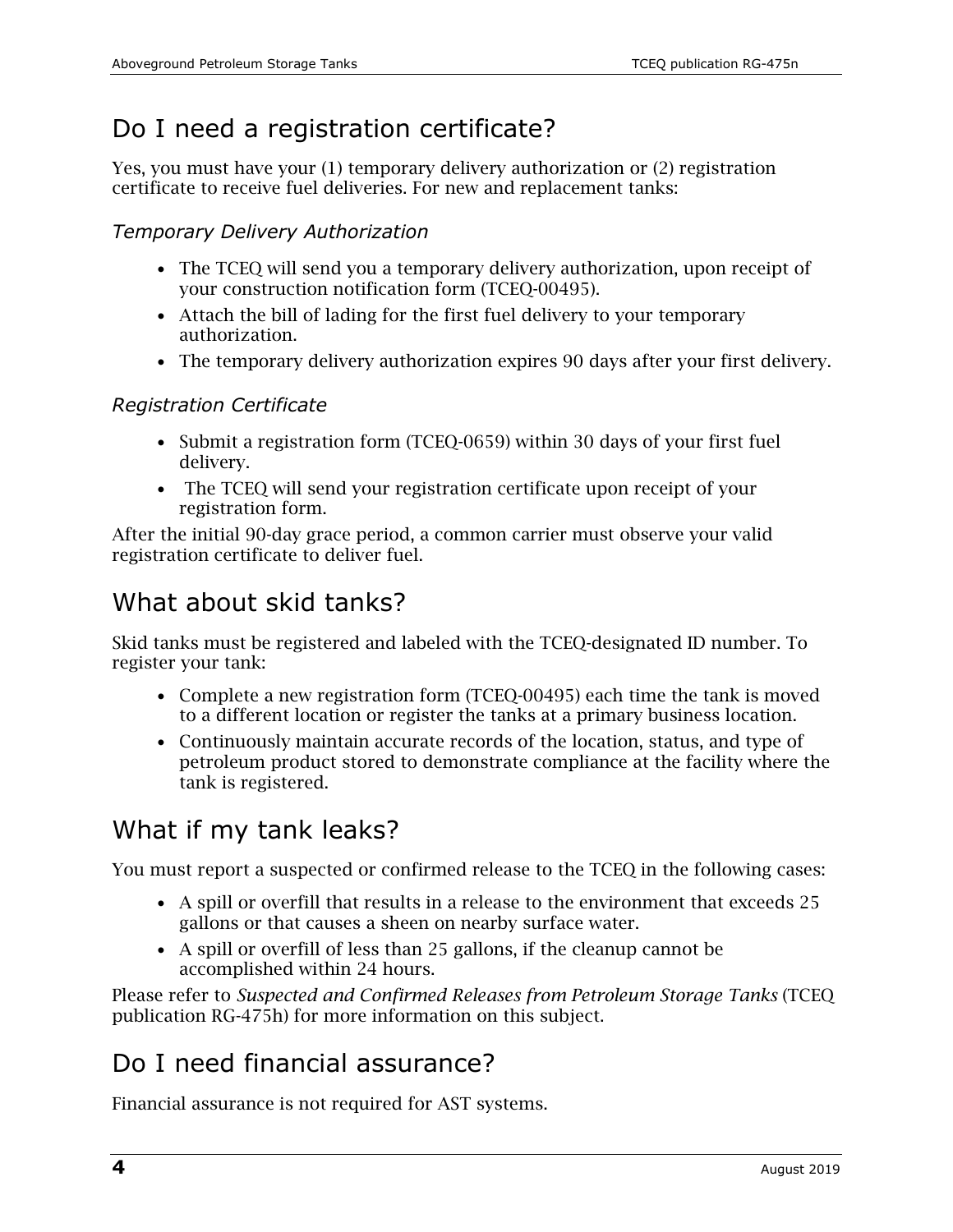## Do I need a registration certificate?

Yes, you must have your (1) temporary delivery authorization or (2) registration certificate to receive fuel deliveries. For new and replacement tanks:

### *Temporary Delivery Authorization*

- The TCEQ will send you a temporary delivery authorization, upon receipt of your construction notification form (TCEQ-00495).
- Attach the bill of lading for the first fuel delivery to your temporary authorization.
- The temporary delivery authorization expires 90 days after your first delivery.

### *Registration Certificate*

- Submit a registration form (TCEQ-0659) within 30 days of your first fuel delivery.
- The TCEQ will send your registration certificate upon receipt of your registration form.

After the initial 90-day grace period, a common carrier must observe your valid registration certificate to deliver fuel.

## What about skid tanks?

Skid tanks must be registered and labeled with the TCEQ-designated ID number. To register your tank:

- Complete a new registration form (TCEQ-00495) each time the tank is moved to a different location or register the tanks at a primary business location.
- Continuously maintain accurate records of the location, status, and type of petroleum product stored to demonstrate compliance at the facility where the tank is registered.

## What if my tank leaks?

You must report a suspected or confirmed release to the TCEQ in the following cases:

- A spill or overfill that results in a release to the environment that exceeds 25 gallons or that causes a sheen on nearby surface water.
- A spill or overfill of less than 25 gallons, if the cleanup cannot be accomplished within 24 hours.

Please refer to *Suspected and Confirmed Releases from Petroleum Storage Tanks* (TCEQ publication RG-475h) for more information on this subject.

## Do I need financial assurance?

Financial assurance is not required for AST systems.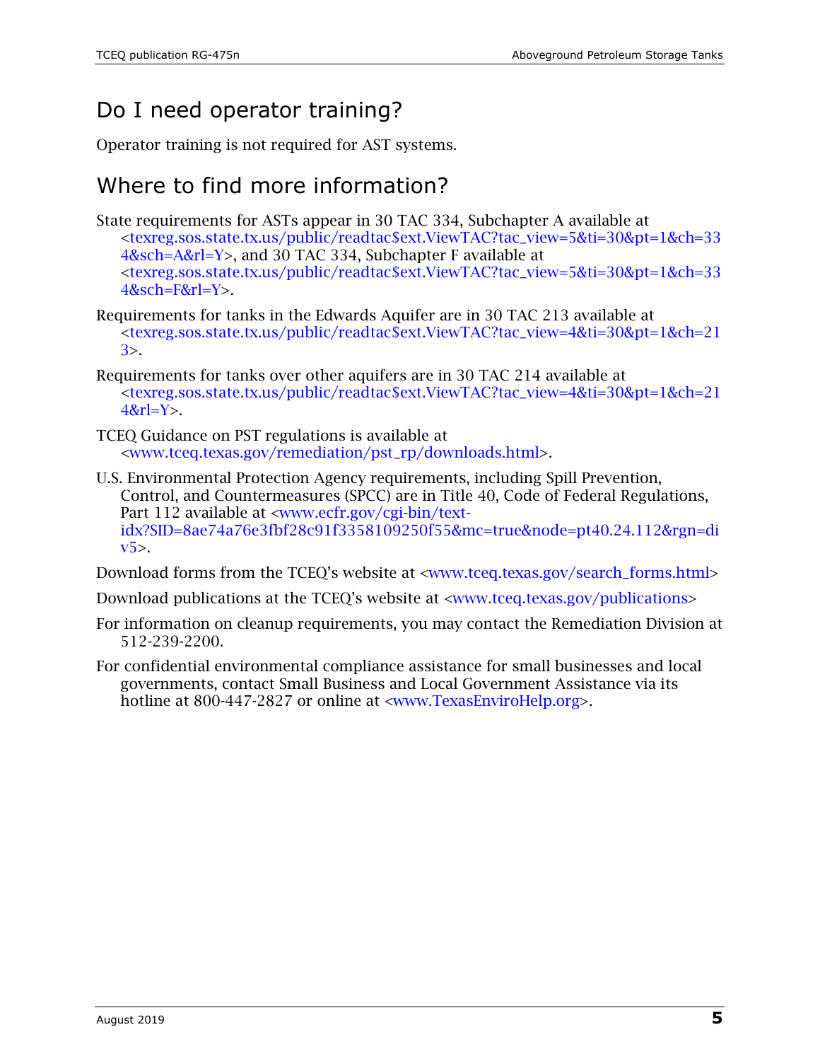## Do I need operator training?

Operator training is not required for AST systems.

## Where to find more information?

State requirements for ASTs appear in 30 TAC 334, Subchapter A available at <texreg.sos.state.tx.us/public/readtac$ext.ViewTAC?tac_view=5&ti=30&pt=1&ch=334&sch=A&rl=Y>, and 30 TAC 334, Subchapter F available at <texreg.sos.state.tx.us/public/readtac$ext.ViewTAC?tac_view=5&ti=30&pt=1&ch=334&sch=F&rl=Y>.

Requirements for tanks in the Edwards Aquifer are in 30 TAC 213 available at <texreg.sos.state.tx.us/public/readtac$ext.ViewTAC?tac_view=4&ti=30&pt=1&ch=213>.

Requirements for tanks over other aquifers are in 30 TAC 214 available at <texreg.sos.state.tx.us/public/readtac$ext.ViewTAC?tac_view=4&ti=30&pt=1&ch=214&rl=Y>.

TCEQ Guidance on PST regulations is available at <www.tceq.texas.gov/remediation/pst_rp/downloads.html>.

U.S. Environmental Protection Agency requirements, including Spill Prevention, Control, and Countermeasures (SPCC) are in Title 40, Code of Federal Regulations, Part 112 available at <www.ecfr.gov/cgi-bin/text-idx?SID=8ae74a76e3fbf28c91f3358109250f55&mc=true&node=pt40.24.112&rgn=div5>.

Download forms from the TCEQ's website at <www.tceq.texas.gov/search_forms.html>

Download publications at the TCEQ's website at <www.tceq.texas.gov/publications>

For information on cleanup requirements, you may contact the Remediation Division at 512-239-2200.

For confidential environmental compliance assistance for small businesses and local governments, contact Small Business and Local Government Assistance via its hotline at 800-447-2827 or online at <www.TexasEnviroHelp.org>.